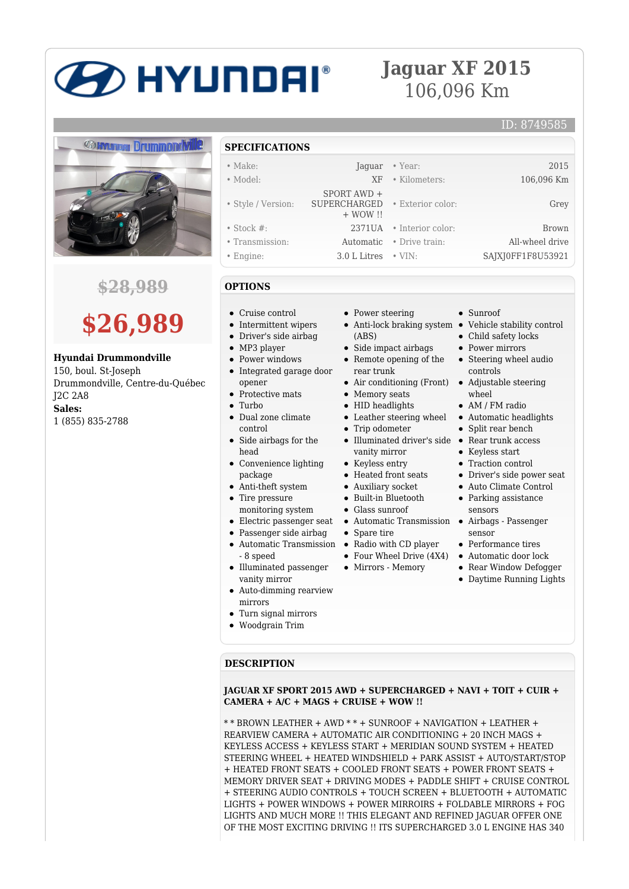# Jaguar XF 2015

106,096 Km

ID: 8749585

~~$28,989~~

**$26,989**

**Hyundai Drummondville**
150, boul. St-Joseph
Drummondville, Centre-du-Québec
J2C 2A8
**Sales:**
1 (855) 835-2788

## SPECIFICATIONS

| | | | |
|---|---|---|---|
| • Make: | Jaguar | • Year: | 2015 |
| • Model: | XF | • Kilometers: | 106,096 Km |
| • Style / Version: | SPORT AWD + SUPERCHARGED + WOW !! | • Exterior color: | Grey |
| • Stock #: | 2371UA | • Interior color: | Brown |
| • Transmission: | Automatic | • Drive train: | All-wheel drive |
| • Engine: | 3.0 L Litres | • VIN: | SAJXJ0FF1F8U53921 |

## OPTIONS

- Cruise control
- Intermittent wipers
- Driver's side airbag
- MP3 player
- Power windows
- Integrated garage door opener
- Protective mats
- Turbo
- Dual zone climate control
- Side airbags for the head
- Convenience lighting package
- Anti-theft system
- Tire pressure monitoring system
- Electric passenger seat
- Passenger side airbag
- Automatic Transmission - 8 speed
- Illuminated passenger vanity mirror
- Auto-dimming rearview mirrors
- Turn signal mirrors
- Woodgrain Trim
- Power steering
- Anti-lock braking system (ABS)
- Side impact airbags
- Remote opening of the rear trunk
- Air conditioning (Front)
- Memory seats
- HID headlights
- Leather steering wheel
- Trip odometer
- Illuminated driver's side vanity mirror
- Keyless entry
- Heated front seats
- Auxiliary socket
- Built-in Bluetooth
- Glass sunroof
- Automatic Transmission
- Spare tire
- Radio with CD player
- Four Wheel Drive (4X4)
- Mirrors - Memory
- Sunroof
- Vehicle stability control
- Child safety locks
- Power mirrors
- Steering wheel audio controls
- Adjustable steering wheel
- AM / FM radio
- Automatic headlights
- Split rear bench
- Rear trunk access
- Keyless start
- Traction control
- Driver's side power seat
- Auto Climate Control
- Parking assistance sensors
- Airbags - Passenger sensor
- Performance tires
- Automatic door lock
- Rear Window Defogger
- Daytime Running Lights

## DESCRIPTION

**JAGUAR XF SPORT 2015 AWD + SUPERCHARGED + NAVI + TOIT + CUIR + CAMERA + A/C + MAGS + CRUISE + WOW !!**

* * BROWN LEATHER + AWD * * + SUNROOF + NAVIGATION + LEATHER + REARVIEW CAMERA + AUTOMATIC AIR CONDITIONING + 20 INCH MAGS + KEYLESS ACCESS + KEYLESS START + MERIDIAN SOUND SYSTEM + HEATED STEERING WHEEL + HEATED WINDSHIELD + PARK ASSIST + AUTO/START/STOP + HEATED FRONT SEATS + COOLED FRONT SEATS + POWER FRONT SEATS + MEMORY DRIVER SEAT + DRIVING MODES + PADDLE SHIFT + CRUISE CONTROL + STEERING AUDIO CONTROLS + TOUCH SCREEN + BLUETOOTH + AUTOMATIC LIGHTS + POWER WINDOWS + POWER MIRROIRS + FOLDABLE MIRRORS + FOG LIGHTS AND MUCH MORE !! THIS ELEGANT AND REFINED JAGUAR OFFER ONE OF THE MOST EXCITING DRIVING !! ITS SUPERCHARGED 3.0 L ENGINE HAS 340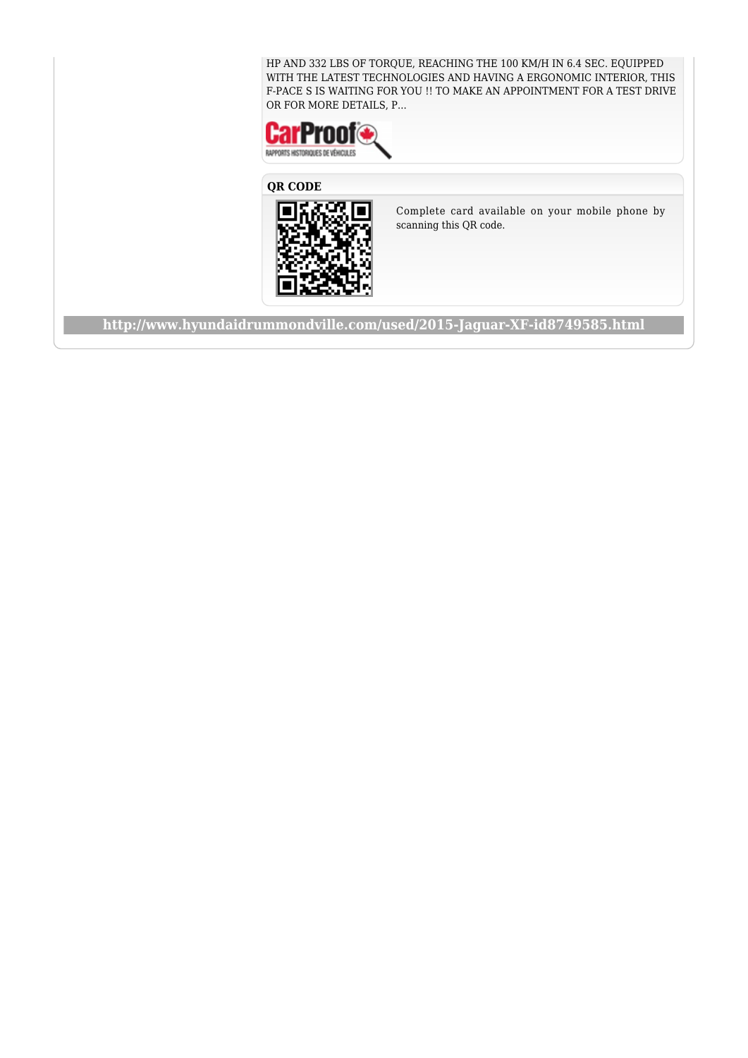HP AND 332 LBS OF TORQUE, REACHING THE 100 KM/H IN 6.4 SEC. EQUIPPED WITH THE LATEST TECHNOLOGIES AND HAVING A ERGONOMIC INTERIOR, THIS F-PACE S IS WAITING FOR YOU !! TO MAKE AN APPOINTMENT FOR A TEST DRIVE OR FOR MORE DETAILS, P...

CarProof
RAPPORTS HISTORIQUES DE VÉHICULES

## QR CODE

Complete card available on your mobile phone by scanning this QR code.

**http://www.hyundaidrummondville.com/used/2015-Jaguar-XF-id8749585.html**